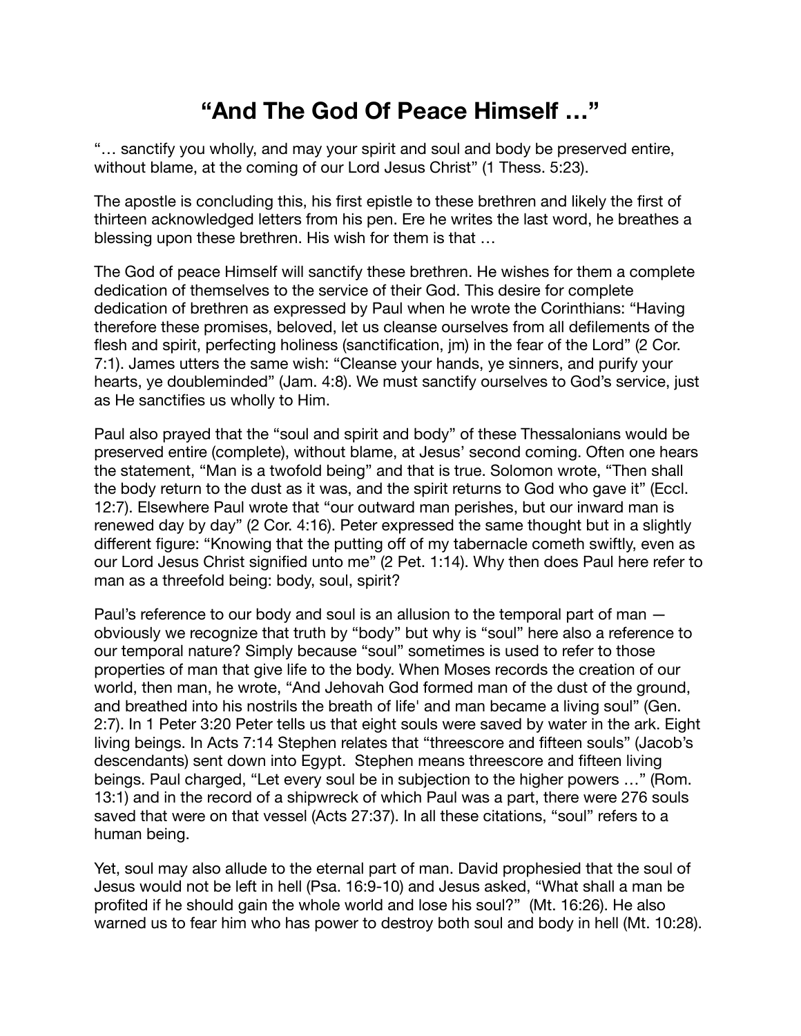# “And The God Of Peace Himself …”

“… sanctify you wholly, and may your spirit and soul and body be preserved entire, without blame, at the coming of our Lord Jesus Christ” (1 Thess. 5:23).

The apostle is concluding this, his first epistle to these brethren and likely the first of thirteen acknowledged letters from his pen. Ere he writes the last word, he breathes a blessing upon these brethren. His wish for them is that …

The God of peace Himself will sanctify these brethren. He wishes for them a complete dedication of themselves to the service of their God. This desire for complete dedication of brethren as expressed by Paul when he wrote the Corinthians: “Having therefore these promises, beloved, let us cleanse ourselves from all defilements of the flesh and spirit, perfecting holiness (sanctification, jm) in the fear of the Lord” (2 Cor. 7:1). James utters the same wish: “Cleanse your hands, ye sinners, and purify your hearts, ye doubleminded” (Jam. 4:8). We must sanctify ourselves to God’s service, just as He sanctifies us wholly to Him.

Paul also prayed that the “soul and spirit and body” of these Thessalonians would be preserved entire (complete), without blame, at Jesus’ second coming. Often one hears the statement, “Man is a twofold being” and that is true. Solomon wrote, “Then shall the body return to the dust as it was, and the spirit returns to God who gave it” (Eccl. 12:7). Elsewhere Paul wrote that “our outward man perishes, but our inward man is renewed day by day” (2 Cor. 4:16). Peter expressed the same thought but in a slightly different figure: “Knowing that the putting off of my tabernacle cometh swiftly, even as our Lord Jesus Christ signified unto me” (2 Pet. 1:14). Why then does Paul here refer to man as a threefold being: body, soul, spirit?

Paul’s reference to our body and soul is an allusion to the temporal part of man — obviously we recognize that truth by “body” but why is “soul” here also a reference to our temporal nature? Simply because “soul” sometimes is used to refer to those properties of man that give life to the body. When Moses records the creation of our world, then man, he wrote, “And Jehovah God formed man of the dust of the ground, and breathed into his nostrils the breath of life' and man became a living soul” (Gen. 2:7). In 1 Peter 3:20 Peter tells us that eight souls were saved by water in the ark. Eight living beings. In Acts 7:14 Stephen relates that “threescore and fifteen souls” (Jacob’s descendants) sent down into Egypt. Stephen means threescore and fifteen living beings. Paul charged, “Let every soul be in subjection to the higher powers …” (Rom. 13:1) and in the record of a shipwreck of which Paul was a part, there were 276 souls saved that were on that vessel (Acts 27:37). In all these citations, “soul” refers to a human being.

Yet, soul may also allude to the eternal part of man. David prophesied that the soul of Jesus would not be left in hell (Psa. 16:9-10) and Jesus asked, “What shall a man be profited if he should gain the whole world and lose his soul?” (Mt. 16:26). He also warned us to fear him who has power to destroy both soul and body in hell (Mt. 10:28).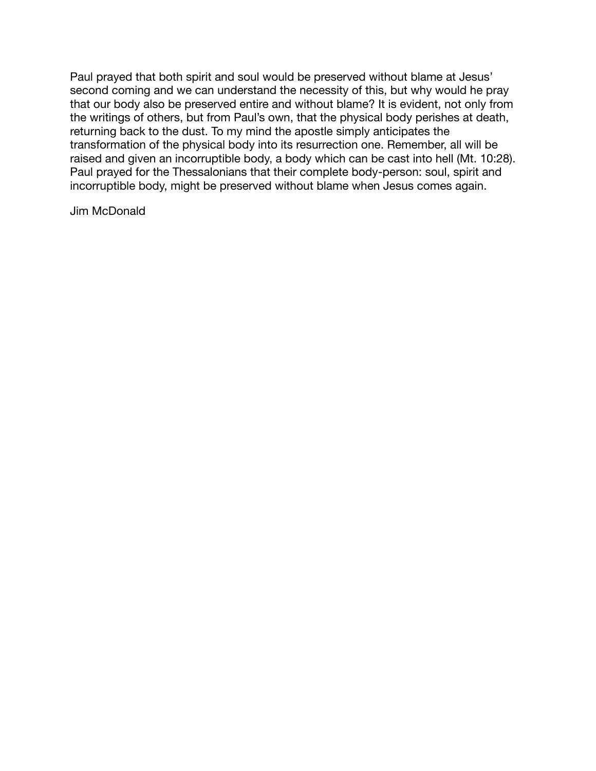Paul prayed that both spirit and soul would be preserved without blame at Jesus' second coming and we can understand the necessity of this, but why would he pray that our body also be preserved entire and without blame? It is evident, not only from the writings of others, but from Paul's own, that the physical body perishes at death, returning back to the dust. To my mind the apostle simply anticipates the transformation of the physical body into its resurrection one. Remember, all will be raised and given an incorruptible body, a body which can be cast into hell (Mt. 10:28). Paul prayed for the Thessalonians that their complete body-person: soul, spirit and incorruptible body, might be preserved without blame when Jesus comes again.

Jim McDonald